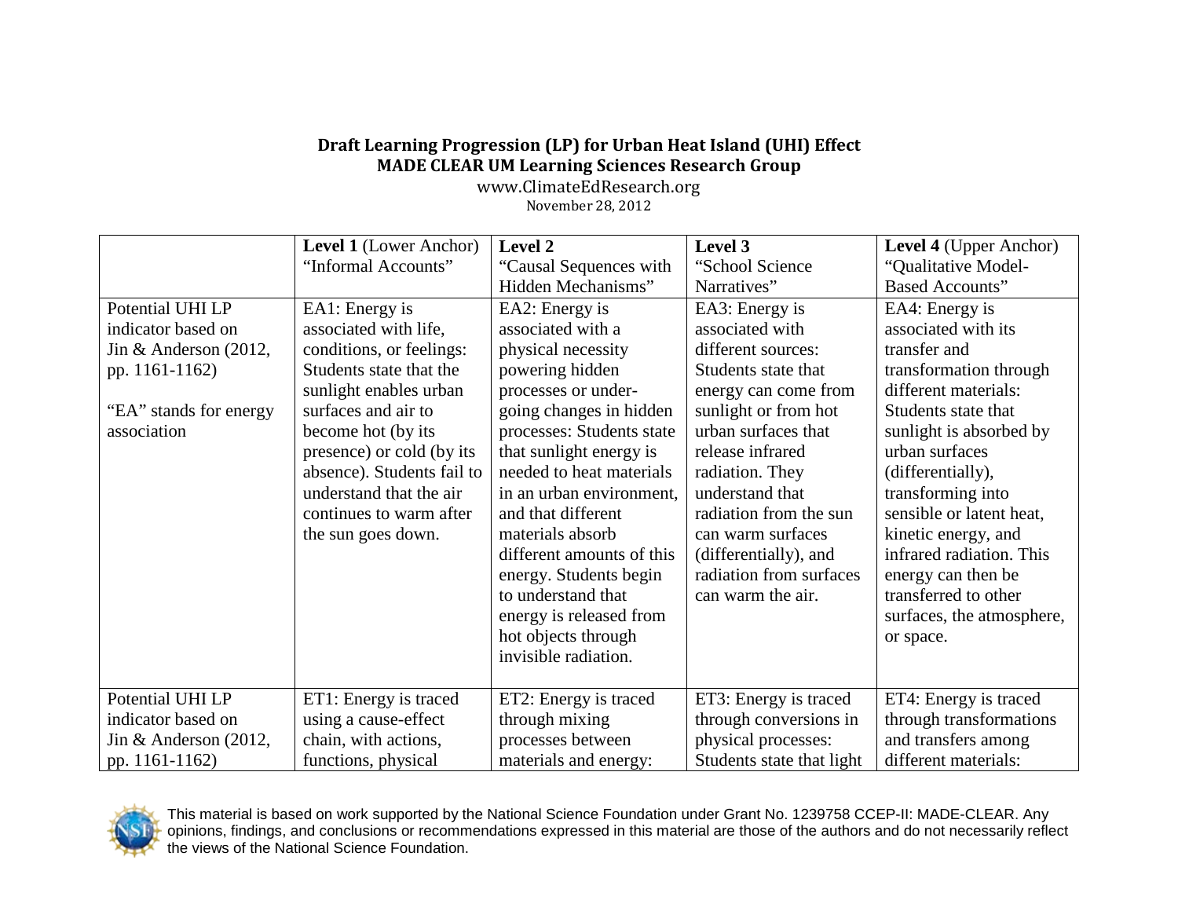**Draft Learning Progression (LP) for Urban Heat Island (UHI) Effect**
**MADE CLEAR UM Learning Sciences Research Group**
www.ClimateEdResearch.org
November 28, 2012

| | **Level 1** (Lower Anchor) "Informal Accounts" | **Level 2** "Causal Sequences with Hidden Mechanisms" | **Level 3** "School Science Narratives" | **Level 4** (Upper Anchor) "Qualitative Model-Based Accounts" |
|---|---|---|---|---|
| Potential UHI LP indicator based on Jin & Anderson (2012, pp. 1161-1162)<br><br>"EA" stands for energy association | EA1: Energy is associated with life, conditions, or feelings: Students state that the sunlight enables urban surfaces and air to become hot (by its presence) or cold (by its absence). Students fail to understand that the air continues to warm after the sun goes down. | EA2: Energy is associated with a physical necessity powering hidden processes or under-going changes in hidden processes: Students state that sunlight energy is needed to heat materials in an urban environment, and that different materials absorb different amounts of this energy. Students begin to understand that energy is released from hot objects through invisible radiation. | EA3: Energy is associated with different sources: Students state that energy can come from sunlight or from hot urban surfaces that release infrared radiation. They understand that radiation from the sun can warm surfaces (differentially), and radiation from surfaces can warm the air. | EA4: Energy is associated with its transfer and transformation through different materials: Students state that sunlight is absorbed by urban surfaces (differentially), transforming into sensible or latent heat, kinetic energy, and infrared radiation. This energy can then be transferred to other surfaces, the atmosphere, or space. |
| Potential UHI LP indicator based on Jin & Anderson (2012, pp. 1161-1162) | ET1: Energy is traced using a cause-effect chain, with actions, functions, physical | ET2: Energy is traced through mixing processes between materials and energy: | ET3: Energy is traced through conversions in physical processes: Students state that light | ET4: Energy is traced through transformations and transfers among different materials: |

This material is based on work supported by the National Science Foundation under Grant No. 1239758 CCEP-II: MADE-CLEAR. Any opinions, findings, and conclusions or recommendations expressed in this material are those of the authors and do not necessarily reflect the views of the National Science Foundation.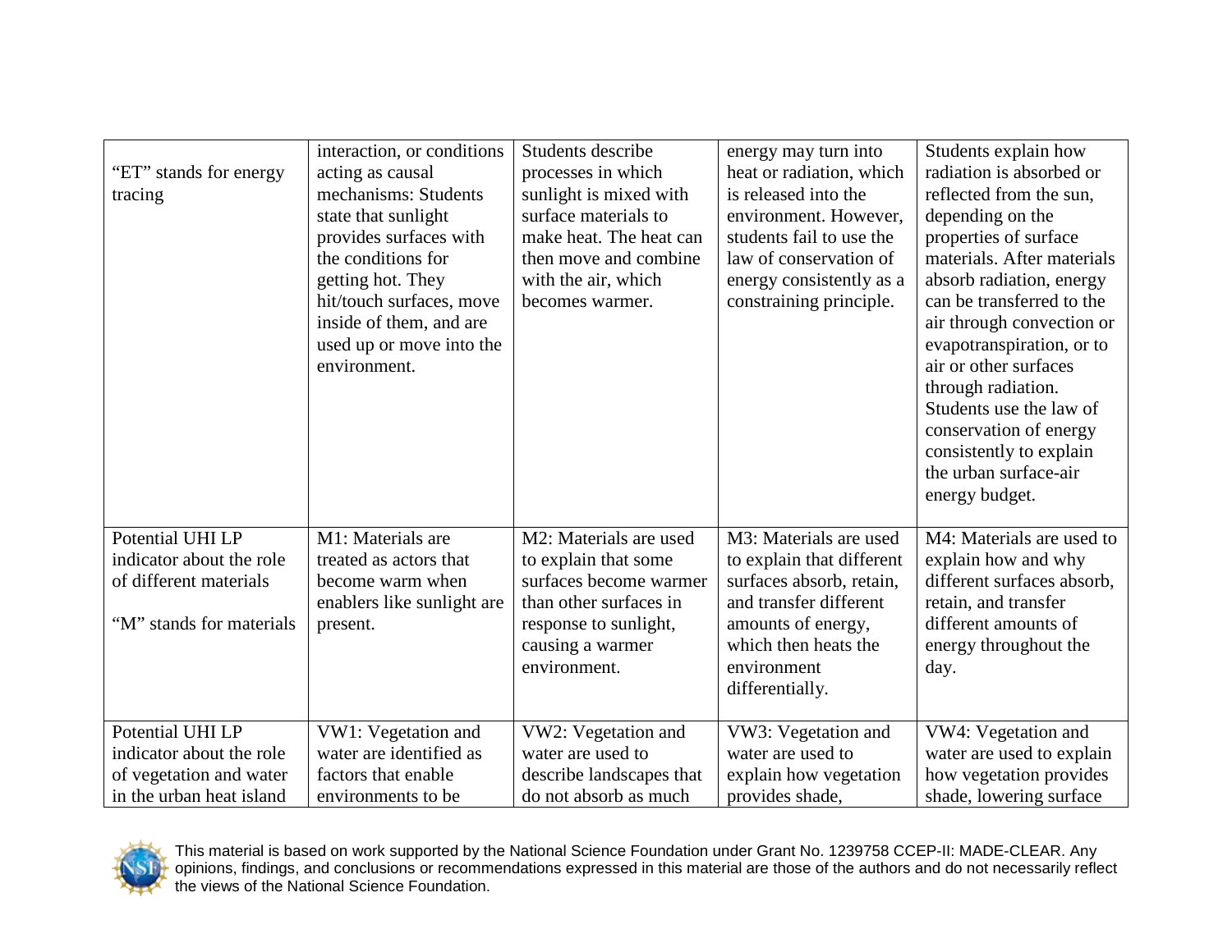| | | | | |
|---|---|---|---|---|
| “ET” stands for energy tracing | interaction, or conditions acting as causal mechanisms: Students state that sunlight provides surfaces with the conditions for getting hot. They hit/touch surfaces, move inside of them, and are used up or move into the environment. | Students describe processes in which sunlight is mixed with surface materials to make heat. The heat can then move and combine with the air, which becomes warmer. | energy may turn into heat or radiation, which is released into the environment. However, students fail to use the law of conservation of energy consistently as a constraining principle. | Students explain how radiation is absorbed or reflected from the sun, depending on the properties of surface materials. After materials absorb radiation, energy can be transferred to the air through convection or evapotranspiration, or to air or other surfaces through radiation. Students use the law of conservation of energy consistently to explain the urban surface-air energy budget. |
| Potential UHI LP indicator about the role of different materials<br><br>“M” stands for materials | M1: Materials are treated as actors that become warm when enablers like sunlight are present. | M2: Materials are used to explain that some surfaces become warmer than other surfaces in response to sunlight, causing a warmer environment. | M3: Materials are used to explain that different surfaces absorb, retain, and transfer different amounts of energy, which then heats the environment differentially. | M4: Materials are used to explain how and why different surfaces absorb, retain, and transfer different amounts of energy throughout the day. |
| Potential UHI LP indicator about the role of vegetation and water in the urban heat island | VW1: Vegetation and water are identified as factors that enable environments to be | VW2: Vegetation and water are used to describe landscapes that do not absorb as much | VW3: Vegetation and water are used to explain how vegetation provides shade, | VW4: Vegetation and water are used to explain how vegetation provides shade, lowering surface |

This material is based on work supported by the National Science Foundation under Grant No. 1239758 CCEP-II: MADE-CLEAR. Any opinions, findings, and conclusions or recommendations expressed in this material are those of the authors and do not necessarily reflect the views of the National Science Foundation.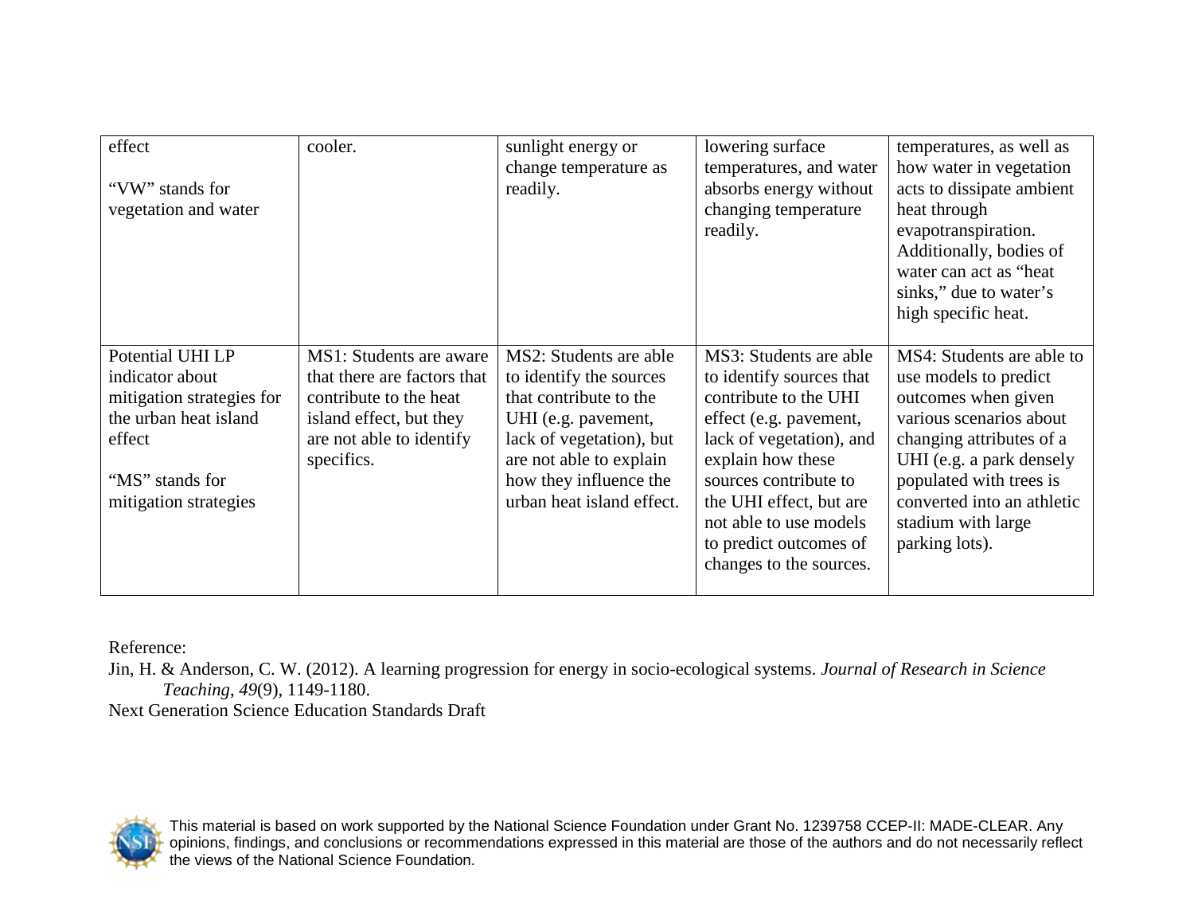| | | | | |
|---|---|---|---|---|
| effect<br><br>"VW" stands for vegetation and water | cooler. | sunlight energy or change temperature as readily. | lowering surface temperatures, and water absorbs energy without changing temperature readily. | temperatures, as well as how water in vegetation acts to dissipate ambient heat through evapotranspiration. Additionally, bodies of water can act as "heat sinks," due to water's high specific heat. |
| Potential UHI LP indicator about mitigation strategies for the urban heat island effect<br><br>"MS" stands for mitigation strategies | MS1: Students are aware that there are factors that contribute to the heat island effect, but they are not able to identify specifics. | MS2: Students are able to identify the sources that contribute to the UHI (e.g. pavement, lack of vegetation), but are not able to explain how they influence the urban heat island effect. | MS3: Students are able to identify sources that contribute to the UHI effect (e.g. pavement, lack of vegetation), and explain how these sources contribute to the UHI effect, but are not able to use models to predict outcomes of changes to the sources. | MS4: Students are able to use models to predict outcomes when given various scenarios about changing attributes of a UHI (e.g. a park densely populated with trees is converted into an athletic stadium with large parking lots). |

Reference:

Jin, H. & Anderson, C. W. (2012). A learning progression for energy in socio-ecological systems. *Journal of Research in Science Teaching*, *49*(9), 1149-1180.

Next Generation Science Education Standards Draft

This material is based on work supported by the National Science Foundation under Grant No. 1239758 CCEP-II: MADE-CLEAR. Any opinions, findings, and conclusions or recommendations expressed in this material are those of the authors and do not necessarily reflect the views of the National Science Foundation.